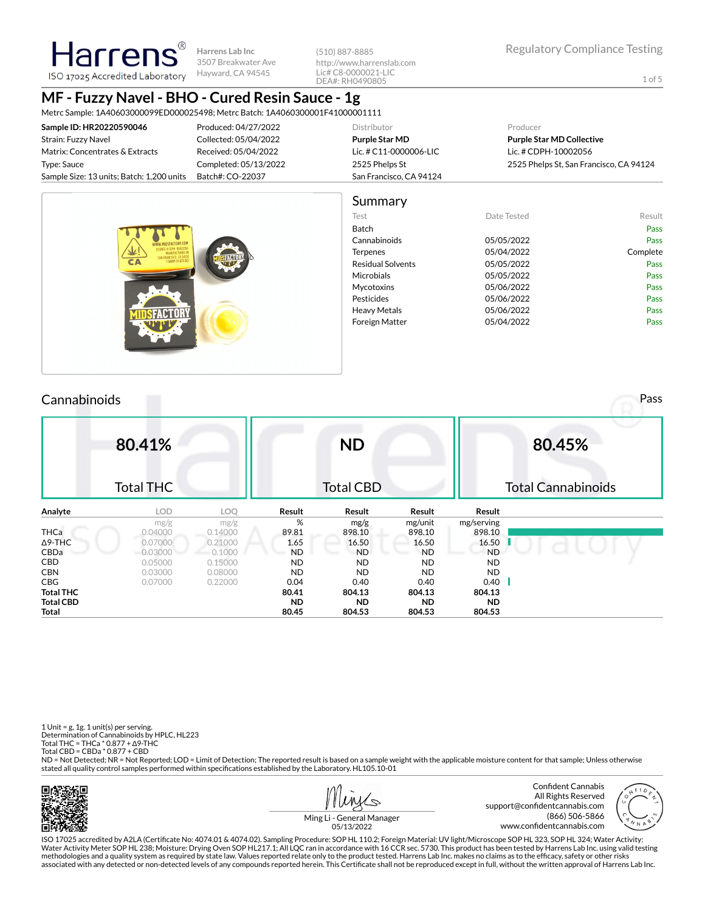Harrens®
ISO 17025 Accredited Laboratory

Harrens Lab Inc
3507 Breakwater Ave
Hayward, CA 94545

(510) 887-8885
http://www.harrenslab.com
Lic# C8-0000021-LIC
DEA#: RH0490805

Regulatory Compliance Testing

# MF - Fuzzy Navel - BHO - Cured Resin Sauce - 1g

Metrc Sample: 1A40603000099ED000025498; Metrc Batch: 1A4060300001F41000001111

| | | Distributor | Producer |
|---|---|---|---|
| **Sample ID: HR20220590046** | Produced: 04/27/2022 | **Purple Star MD** | **Purple Star MD Collective** |
| Strain: Fuzzy Navel | Collected: 05/04/2022 | Lic. # C11-0000006-LIC | Lic. # CDPH-10002056 |
| Matrix: Concentrates & Extracts | Received: 05/04/2022 | 2525 Phelps St | 2525 Phelps St, San Francisco, CA 94124 |
| Type: Sauce | Completed: 05/13/2022 | San Francisco, CA 94124 | |
| Sample Size: 13 units; Batch: 1,200 units | Batch#: CO-22037 | | |

## Summary

| Test | Date Tested | Result |
|---|---|---|
| Batch | | Pass |
| Cannabinoids | 05/05/2022 | Pass |
| Terpenes | 05/04/2022 | Complete |
| Residual Solvents | 05/05/2022 | Pass |
| Microbials | 05/05/2022 | Pass |
| Mycotoxins | 05/06/2022 | Pass |
| Pesticides | 05/06/2022 | Pass |
| Heavy Metals | 05/06/2022 | Pass |
| Foreign Matter | 05/04/2022 | Pass |

## Cannabinoids

Pass

| 80.41% | ND | 80.45% |
|---|---|---|
| Total THC | Total CBD | Total Cannabinoids |

| Analyte | LOD | LOQ | Result | Result | Result | Result |
|---|---|---|---|---|---|---|
| | mg/g | mg/g | % | mg/g | mg/unit | mg/serving |
| THCa | 0.04000 | 0.14000 | 89.81 | 898.10 | 898.10 | 898.10 |
| Δ9-THC | 0.07000 | 0.21000 | 1.65 | 16.50 | 16.50 | 16.50 |
| CBDa | 0.03000 | 0.1000 | ND | ND | ND | ND |
| CBD | 0.05000 | 0.15000 | ND | ND | ND | ND |
| CBN | 0.03000 | 0.08000 | ND | ND | ND | ND |
| CBG | 0.07000 | 0.22000 | 0.04 | 0.40 | 0.40 | 0.40 |
| **Total THC** | | | **80.41** | **804.13** | **804.13** | **804.13** |
| **Total CBD** | | | **ND** | **ND** | **ND** | **ND** |
| **Total** | | | **80.45** | **804.53** | **804.53** | **804.53** |

1 Unit = g, 1g. 1 unit(s) per serving.
Determination of Cannabinoids by HPLC, HL223
Total THC = THCa * 0.877 + Δ9-THC
Total CBD = CBDa * 0.877 + CBD
ND = Not Detected; NR = Not Reported; LOD = Limit of Detection; The reported result is based on a sample weight with the applicable moisture content for that sample; Unless otherwise stated all quality control samples performed within specifications established by the Laboratory. HL105.10-01

Ming Li - General Manager
05/13/2022

Confident Cannabis
All Rights Reserved
support@confidentcannabis.com
(866) 506-5866
www.confidentcannabis.com

ISO 17025 accredited by A2LA (Certificate No: 4074.01 & 4074.02). Sampling Procedure: SOP HL 110.2; Foreign Material: UV light/Microscope SOP HL 323, SOP HL 324; Water Activity: Water Activity Meter SOP HL 238; Moisture: Drying Oven SOP HL217.1; All LQC ran in accordance with 16 CCR sec. 5730. This product has been tested by Harrens Lab Inc. using valid testing methodologies and a quality system as required by state law. Values reported relate only to the product tested. Harrens Lab Inc. makes no claims as to the efficacy, safety or other risks associated with any detected or non-detected levels of any compounds reported herein. This Certificate shall not be reproduced except in full, without the written approval of Harrens Lab Inc.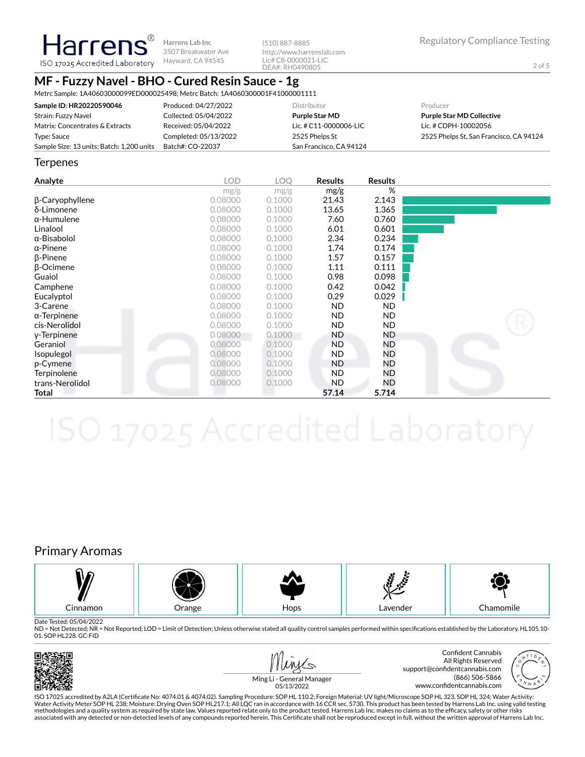Harrens® ISO 17025 Accredited Laboratory

Harrens Lab Inc
3507 Breakwater Ave
Hayward, CA 94545

(510) 887-8885
http://www.harrenslab.com
Lic# C8-0000021-LIC
DEA#: RH0490805

Regulatory Compliance Testing

# MF - Fuzzy Navel - BHO - Cured Resin Sauce - 1g

Metrc Sample: 1A40603000099ED000025498; Metrc Batch: 1A4060300001F41000001111

| | | Distributor | Producer |
|---|---|---|---|
| **Sample ID: HR20220590046** | Produced: 04/27/2022 | **Purple Star MD** | **Purple Star MD Collective** |
| Strain: Fuzzy Navel | Collected: 05/04/2022 | Lic. # C11-0000006-LIC | Lic. # CDPH-10002056 |
| Matrix: Concentrates & Extracts | Received: 05/04/2022 | 2525 Phelps St | 2525 Phelps St, San Francisco, CA 94124 |
| Type: Sauce | Completed: 05/13/2022 | San Francisco, CA 94124 | |
| Sample Size: 13 units; Batch: 1,200 units | Batch#: CO-22037 | | |

## Terpenes

| Analyte | LOD mg/g | LOQ mg/g | Results mg/g | Results % |
|---|---|---|---|---|
| β-Caryophyllene | 0.08000 | 0.1000 | 21.43 | 2.143 |
| δ-Limonene | 0.08000 | 0.1000 | 13.65 | 1.365 |
| α-Humulene | 0.08000 | 0.1000 | 7.60 | 0.760 |
| Linalool | 0.08000 | 0.1000 | 6.01 | 0.601 |
| α-Bisabolol | 0.08000 | 0.1000 | 2.34 | 0.234 |
| α-Pinene | 0.08000 | 0.1000 | 1.74 | 0.174 |
| β-Pinene | 0.08000 | 0.1000 | 1.57 | 0.157 |
| β-Ocimene | 0.08000 | 0.1000 | 1.11 | 0.111 |
| Guaiol | 0.08000 | 0.1000 | 0.98 | 0.098 |
| Camphene | 0.08000 | 0.1000 | 0.42 | 0.042 |
| Eucalyptol | 0.08000 | 0.1000 | 0.29 | 0.029 |
| 3-Carene | 0.08000 | 0.1000 | ND | ND |
| α-Terpinene | 0.08000 | 0.1000 | ND | ND |
| cis-Nerolidol | 0.08000 | 0.1000 | ND | ND |
| γ-Terpinene | 0.08000 | 0.1000 | ND | ND |
| Geraniol | 0.08000 | 0.1000 | ND | ND |
| Isopulegol | 0.08000 | 0.1000 | ND | ND |
| p-Cymene | 0.08000 | 0.1000 | ND | ND |
| Terpinolene | 0.08000 | 0.1000 | ND | ND |
| trans-Nerolidol | 0.08000 | 0.1000 | ND | ND |
| **Total** | | | **57.14** | **5.714** |

## Primary Aromas

Cinnamon | Orange | Hops | Lavender | Chamomile

Date Tested: 05/04/2022
ND = Not Detected; NR = Not Reported; LOD = Limit of Detection; Unless otherwise stated all quality control samples performed within specifications established by the Laboratory. HL105.10-01. SOP HL228. GC-FID

Ming Li - General Manager
05/13/2022

Confident Cannabis
All Rights Reserved
support@confidentcannabis.com
(866) 506-5866
www.confidentcannabis.com

ISO 17025 accredited by A2LA (Certificate No: 4074.01 & 4074.02). Sampling Procedure: SOP HL 110.2; Foreign Material: UV light/Microscope SOP HL 323, SOP HL 324; Water Activity: Water Activity Meter SOP HL 238; Moisture: Drying Oven SOP HL217.1; All LQC ran in accordance with 16 CCR sec. 5730. This product has been tested by Harrens Lab Inc. using valid testing methodologies and a quality system as required by state law. Values reported relate only to the product tested. Harrens Lab Inc. makes no claims as to the efficacy, safety or other risks associated with any detected or non-detected levels of any compounds reported herein. This Certificate shall not be reproduced except in full, without the written approval of Harrens Lab Inc.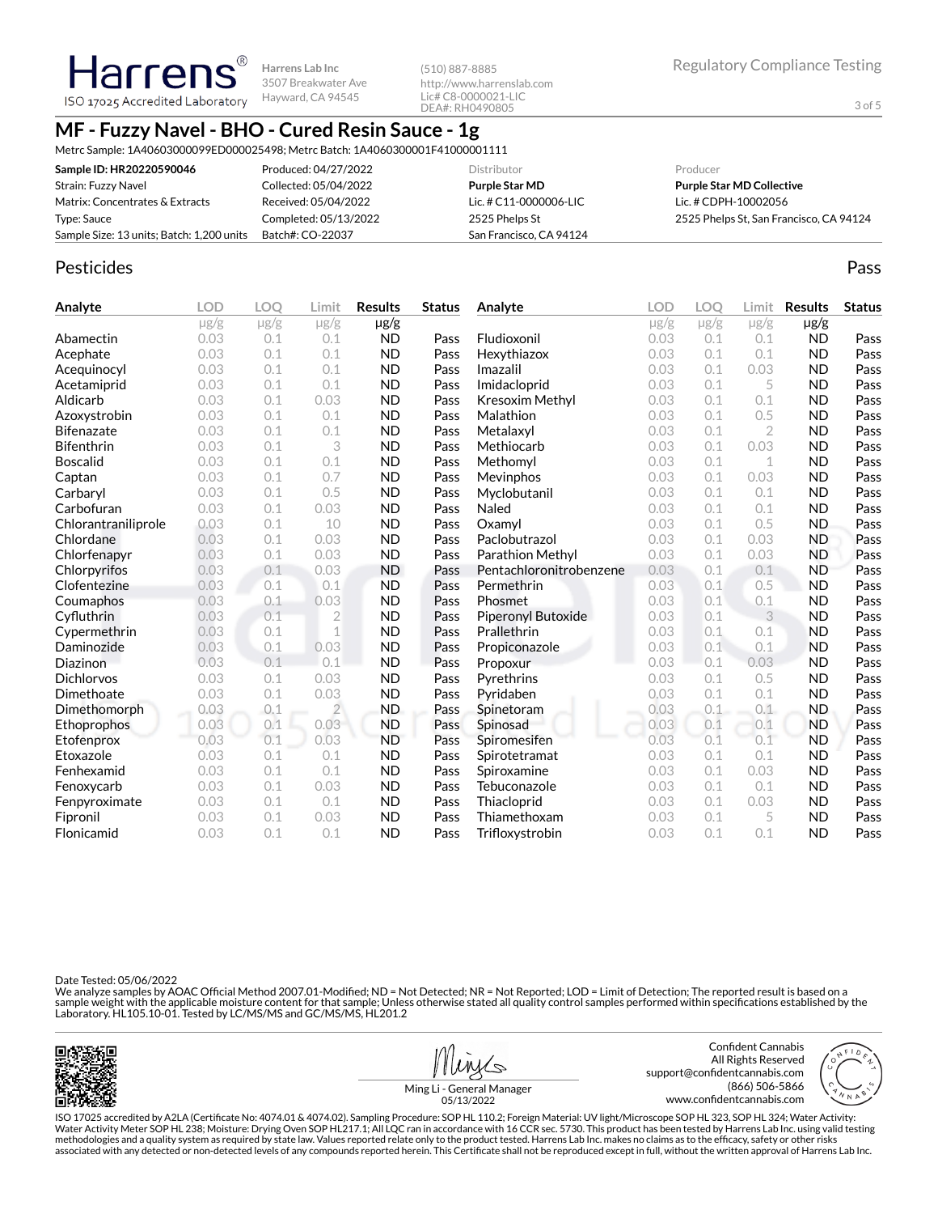Harrens ISO 17025 Accredited Laboratory

Harrens Lab Inc
3507 Breakwater Ave
Hayward, CA 94545

(510) 887-8885
http://www.harrenslab.com
Lic# C8-0000021-LIC
DEA#: RH0490805

Regulatory Compliance Testing

# MF - Fuzzy Navel - BHO - Cured Resin Sauce - 1g

Metrc Sample: 1A40603000099ED000025498; Metrc Batch: 1A4060300001F41000001111

| | | Distributor | Producer |
|---|---|---|---|
| **Sample ID: HR20220590046** | Produced: 04/27/2022 | **Purple Star MD** | **Purple Star MD Collective** |
| Strain: Fuzzy Navel | Collected: 05/04/2022 | Lic. # C11-0000006-LIC | Lic. # CDPH-10002056 |
| Matrix: Concentrates & Extracts | Received: 05/04/2022 | 2525 Phelps St | 2525 Phelps St, San Francisco, CA 94124 |
| Type: Sauce | Completed: 05/13/2022 | San Francisco, CA 94124 | |
| Sample Size: 13 units; Batch: 1,200 units | Batch#: CO-22037 | | |

## Pesticides

Pass

| Analyte | LOD µg/g | LOQ µg/g | Limit µg/g | Results µg/g | Status |
|---|---|---|---|---|---|
| Abamectin | 0.03 | 0.1 | 0.1 | ND | Pass |
| Acephate | 0.03 | 0.1 | 0.1 | ND | Pass |
| Acequinocyl | 0.03 | 0.1 | 0.1 | ND | Pass |
| Acetamiprid | 0.03 | 0.1 | 0.1 | ND | Pass |
| Aldicarb | 0.03 | 0.1 | 0.03 | ND | Pass |
| Azoxystrobin | 0.03 | 0.1 | 0.1 | ND | Pass |
| Bifenazate | 0.03 | 0.1 | 0.1 | ND | Pass |
| Bifenthrin | 0.03 | 0.1 | 3 | ND | Pass |
| Boscalid | 0.03 | 0.1 | 0.1 | ND | Pass |
| Captan | 0.03 | 0.1 | 0.7 | ND | Pass |
| Carbaryl | 0.03 | 0.1 | 0.5 | ND | Pass |
| Carbofuran | 0.03 | 0.1 | 0.03 | ND | Pass |
| Chlorantraniliprole | 0.03 | 0.1 | 10 | ND | Pass |
| Chlordane | 0.03 | 0.1 | 0.03 | ND | Pass |
| Chlorfenapyr | 0.03 | 0.1 | 0.03 | ND | Pass |
| Chlorpyrifos | 0.03 | 0.1 | 0.03 | ND | Pass |
| Clofentezine | 0.03 | 0.1 | 0.1 | ND | Pass |
| Coumaphos | 0.03 | 0.1 | 0.03 | ND | Pass |
| Cyfluthrin | 0.03 | 0.1 | 2 | ND | Pass |
| Cypermethrin | 0.03 | 0.1 | 1 | ND | Pass |
| Daminozide | 0.03 | 0.1 | 0.03 | ND | Pass |
| Diazinon | 0.03 | 0.1 | 0.1 | ND | Pass |
| Dichlorvos | 0.03 | 0.1 | 0.03 | ND | Pass |
| Dimethoate | 0.03 | 0.1 | 0.03 | ND | Pass |
| Dimethomorph | 0.03 | 0.1 | 2 | ND | Pass |
| Ethoprophos | 0.03 | 0.1 | 0.03 | ND | Pass |
| Etofenprox | 0.03 | 0.1 | 0.03 | ND | Pass |
| Etoxazole | 0.03 | 0.1 | 0.1 | ND | Pass |
| Fenhexamid | 0.03 | 0.1 | 0.1 | ND | Pass |
| Fenoxycarb | 0.03 | 0.1 | 0.03 | ND | Pass |
| Fenpyroximate | 0.03 | 0.1 | 0.1 | ND | Pass |
| Fipronil | 0.03 | 0.1 | 0.03 | ND | Pass |
| Flonicamid | 0.03 | 0.1 | 0.1 | ND | Pass |
| Fludioxonil | 0.03 | 0.1 | 0.1 | ND | Pass |
| Hexythiazox | 0.03 | 0.1 | 0.1 | ND | Pass |
| Imazalil | 0.03 | 0.1 | 0.03 | ND | Pass |
| Imidacloprid | 0.03 | 0.1 | 5 | ND | Pass |
| Kresoxim Methyl | 0.03 | 0.1 | 0.1 | ND | Pass |
| Malathion | 0.03 | 0.1 | 0.5 | ND | Pass |
| Metalaxyl | 0.03 | 0.1 | 2 | ND | Pass |
| Methiocarb | 0.03 | 0.1 | 0.03 | ND | Pass |
| Methomyl | 0.03 | 0.1 | 1 | ND | Pass |
| Mevinphos | 0.03 | 0.1 | 0.03 | ND | Pass |
| Myclobutanil | 0.03 | 0.1 | 0.1 | ND | Pass |
| Naled | 0.03 | 0.1 | 0.1 | ND | Pass |
| Oxamyl | 0.03 | 0.1 | 0.5 | ND | Pass |
| Paclobutrazol | 0.03 | 0.1 | 0.03 | ND | Pass |
| Parathion Methyl | 0.03 | 0.1 | 0.03 | ND | Pass |
| Pentachloronitrobenzene | 0.03 | 0.1 | 0.1 | ND | Pass |
| Permethrin | 0.03 | 0.1 | 0.5 | ND | Pass |
| Phosmet | 0.03 | 0.1 | 0.1 | ND | Pass |
| Piperonyl Butoxide | 0.03 | 0.1 | 3 | ND | Pass |
| Prallethrin | 0.03 | 0.1 | 0.1 | ND | Pass |
| Propiconazole | 0.03 | 0.1 | 0.1 | ND | Pass |
| Propoxur | 0.03 | 0.1 | 0.03 | ND | Pass |
| Pyrethrins | 0.03 | 0.1 | 0.5 | ND | Pass |
| Pyridaben | 0.03 | 0.1 | 0.1 | ND | Pass |
| Spinetoram | 0.03 | 0.1 | 0.1 | ND | Pass |
| Spinosad | 0.03 | 0.1 | 0.1 | ND | Pass |
| Spiromesifen | 0.03 | 0.1 | 0.1 | ND | Pass |
| Spirotetramat | 0.03 | 0.1 | 0.1 | ND | Pass |
| Spiroxamine | 0.03 | 0.1 | 0.03 | ND | Pass |
| Tebuconazole | 0.03 | 0.1 | 0.1 | ND | Pass |
| Thiacloprid | 0.03 | 0.1 | 0.03 | ND | Pass |
| Thiamethoxam | 0.03 | 0.1 | 5 | ND | Pass |
| Trifloxystrobin | 0.03 | 0.1 | 0.1 | ND | Pass |

Date Tested: 05/06/2022
We analyze samples by AOAC Official Method 2007.01-Modified; ND = Not Detected; NR = Not Reported; LOD = Limit of Detection; The reported result is based on a sample weight with the applicable moisture content for that sample; Unless otherwise stated all quality control samples performed within specifications established by the Laboratory. HL105.10-01. Tested by LC/MS/MS and GC/MS/MS, HL201.2

Ming Li - General Manager
05/13/2022

Confident Cannabis
All Rights Reserved
support@confidentcannabis.com
(866) 506-5866
www.confidentcannabis.com

ISO 17025 accredited by A2LA (Certificate No: 4074.01 & 4074.02). Sampling Procedure: SOP HL 110.2; Foreign Material: UV light/Microscope SOP HL 323, SOP HL 324; Water Activity: Water Activity Meter SOP HL 238; Moisture: Drying Oven SOP HL217.1; All LQC ran in accordance with 16 CCR sec. 5730. This product has been tested by Harrens Lab Inc. using valid testing methodologies and a quality system as required by state law. Values reported relate only to the product tested. Harrens Lab Inc. makes no claims as to the efficacy, safety or other risks associated with any detected or non-detected levels of any compounds reported herein. This Certificate shall not be reproduced except in full, without the written approval of Harrens Lab Inc.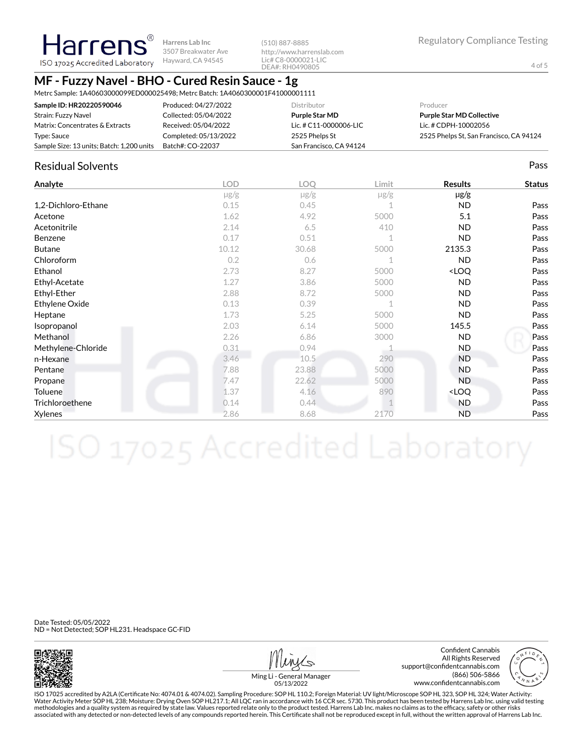Harrens
ISO 17025 Accredited Laboratory

Harrens Lab Inc
3507 Breakwater Ave
Hayward, CA 94545

(510) 887-8885
http://www.harrenslab.com
Lic# C8-0000021-LIC
DEA#: RH0490805

Regulatory Compliance Testing

# MF - Fuzzy Navel - BHO - Cured Resin Sauce - 1g

Metrc Sample: 1A40603000099ED000025498; Metrc Batch: 1A4060300001F41000001111

| | | Distributor | Producer |
|---|---|---|---|
| **Sample ID: HR20220590046** | Produced: 04/27/2022 | **Purple Star MD** | **Purple Star MD Collective** |
| Strain: Fuzzy Navel | Collected: 05/04/2022 | Lic. # C11-0000006-LIC | Lic. # CDPH-10002056 |
| Matrix: Concentrates & Extracts | Received: 05/04/2022 | 2525 Phelps St | 2525 Phelps St, San Francisco, CA 94124 |
| Type: Sauce | Completed: 05/13/2022 | San Francisco, CA 94124 | |
| Sample Size: 13 units; Batch: 1,200 units | Batch#: CO-22037 | | |

## Residual Solvents

Pass

| Analyte | LOD | LOQ | Limit | Results | Status |
|---|---|---|---|---|---|
| | µg/g | µg/g | µg/g | µg/g | |
| 1,2-Dichloro-Ethane | 0.15 | 0.45 | 1 | ND | Pass |
| Acetone | 1.62 | 4.92 | 5000 | 5.1 | Pass |
| Acetonitrile | 2.14 | 6.5 | 410 | ND | Pass |
| Benzene | 0.17 | 0.51 | 1 | ND | Pass |
| Butane | 10.12 | 30.68 | 5000 | 2135.3 | Pass |
| Chloroform | 0.2 | 0.6 | 1 | ND | Pass |
| Ethanol | 2.73 | 8.27 | 5000 | <LOQ | Pass |
| Ethyl-Acetate | 1.27 | 3.86 | 5000 | ND | Pass |
| Ethyl-Ether | 2.88 | 8.72 | 5000 | ND | Pass |
| Ethylene Oxide | 0.13 | 0.39 | 1 | ND | Pass |
| Heptane | 1.73 | 5.25 | 5000 | ND | Pass |
| Isopropanol | 2.03 | 6.14 | 5000 | 145.5 | Pass |
| Methanol | 2.26 | 6.86 | 3000 | ND | Pass |
| Methylene-Chloride | 0.31 | 0.94 | 1 | ND | Pass |
| n-Hexane | 3.46 | 10.5 | 290 | ND | Pass |
| Pentane | 7.88 | 23.88 | 5000 | ND | Pass |
| Propane | 7.47 | 22.62 | 5000 | ND | Pass |
| Toluene | 1.37 | 4.16 | 890 | <LOQ | Pass |
| Trichloroethene | 0.14 | 0.44 | 1 | ND | Pass |
| Xylenes | 2.86 | 8.68 | 2170 | ND | Pass |

Date Tested: 05/05/2022
ND = Not Detected; SOP HL231. Headspace GC-FID

Ming Li - General Manager
05/13/2022

Confident Cannabis
All Rights Reserved
support@confidentcannabis.com
(866) 506-5866
www.confidentcannabis.com

ISO 17025 accredited by A2LA (Certificate No: 4074.01 & 4074.02). Sampling Procedure: SOP HL 110.2; Foreign Material: UV light/Microscope SOP HL 323, SOP HL 324; Water Activity: Water Activity Meter SOP HL 238; Moisture: Drying Oven SOP HL217.1; All LQC ran in accordance with 16 CCR sec. 5730. This product has been tested by Harrens Lab Inc. using valid testing methodologies and a quality system as required by state law. Values reported relate only to the product tested. Harrens Lab Inc. makes no claims as to the efficacy, safety or other risks associated with any detected or non-detected levels of any compounds reported herein. This Certificate shall not be reproduced except in full, without the written approval of Harrens Lab Inc.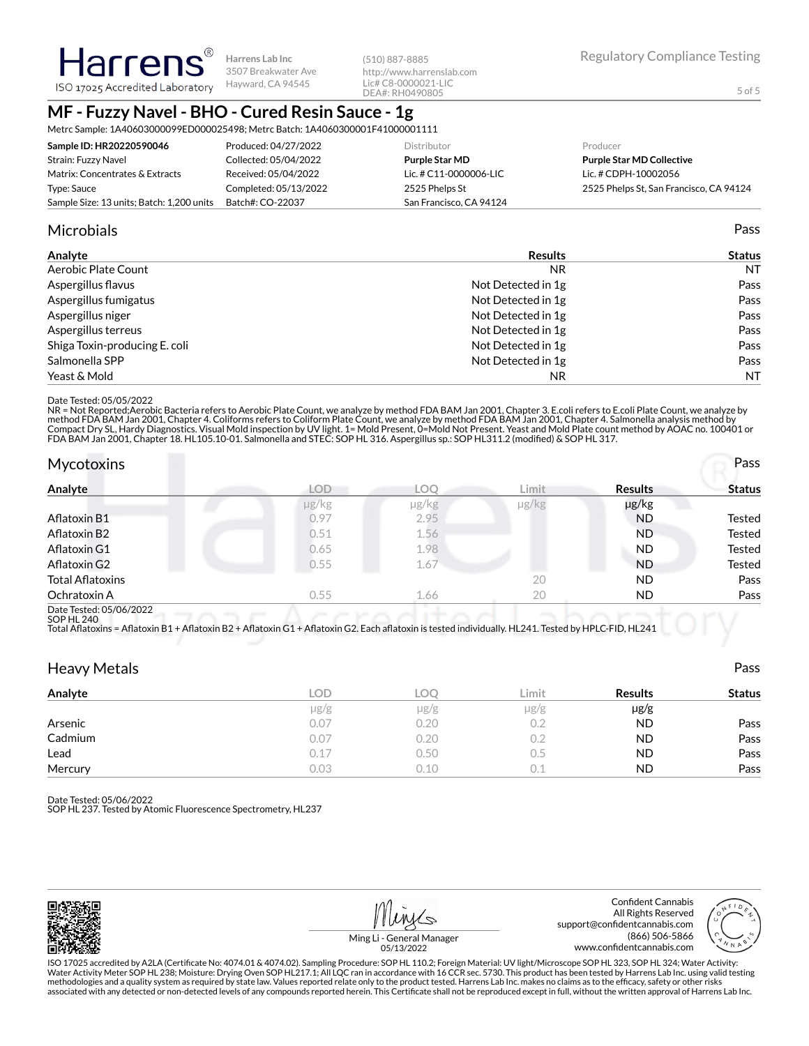Harrens® ISO 17025 Accredited Laboratory

Harrens Lab Inc
3507 Breakwater Ave
Hayward, CA 94545

(510) 887-8885
http://www.harrenslab.com
Lic# C8-0000021-LIC
DEA#: RH0490805

Regulatory Compliance Testing

# MF - Fuzzy Navel - BHO - Cured Resin Sauce - 1g

Metrc Sample: 1A40603000099ED000025498; Metrc Batch: 1A4060300001F41000001111

| | | | |
|---|---|---|---|
| **Sample ID: HR20220590046** | Produced: 04/27/2022 | Distributor | Producer |
| Strain: Fuzzy Navel | Collected: 05/04/2022 | **Purple Star MD** | **Purple Star MD Collective** |
| Matrix: Concentrates & Extracts | Received: 05/04/2022 | Lic. # C11-0000006-LIC | Lic. # CDPH-10002056 |
| Type: Sauce | Completed: 05/13/2022 | 2525 Phelps St | 2525 Phelps St, San Francisco, CA 94124 |
| Sample Size: 13 units; Batch: 1,200 units | Batch#: CO-22037 | San Francisco, CA 94124 | |

## Microbials

Pass

| Analyte | Results | Status |
|---|---|---|
| Aerobic Plate Count | NR | NT |
| Aspergillus flavus | Not Detected in 1g | Pass |
| Aspergillus fumigatus | Not Detected in 1g | Pass |
| Aspergillus niger | Not Detected in 1g | Pass |
| Aspergillus terreus | Not Detected in 1g | Pass |
| Shiga Toxin-producing E. coli | Not Detected in 1g | Pass |
| Salmonella SPP | Not Detected in 1g | Pass |
| Yeast & Mold | NR | NT |

Date Tested: 05/05/2022
NR = Not Reported;Aerobic Bacteria refers to Aerobic Plate Count, we analyze by method FDA BAM Jan 2001, Chapter 3. E.coli refers to E.coli Plate Count, we analyze by method FDA BAM Jan 2001, Chapter 4. Coliforms refers to Coliform Plate Count, we analyze by method FDA BAM Jan 2001, Chapter 4. Salmonella analysis method by Compact Dry SL, Hardy Diagnostics. Visual Mold inspection by UV light. 1= Mold Present, 0=Mold Not Present. Yeast and Mold Plate count method by AOAC no. 100401 or FDA BAM Jan 2001, Chapter 18. HL105.10-01. Salmonella and STEC: SOP HL 316. Aspergillus sp.: SOP HL311.2 (modified) & SOP HL 317.

## Mycotoxins

Pass

| Analyte | LOD | LOQ | Limit | Results | Status |
|---|---|---|---|---|---|
| | μg/kg | μg/kg | μg/kg | μg/kg | |
| Aflatoxin B1 | 0.97 | 2.95 | | ND | Tested |
| Aflatoxin B2 | 0.51 | 1.56 | | ND | Tested |
| Aflatoxin G1 | 0.65 | 1.98 | | ND | Tested |
| Aflatoxin G2 | 0.55 | 1.67 | | ND | Tested |
| Total Aflatoxins | | | 20 | ND | Pass |
| Ochratoxin A | 0.55 | 1.66 | 20 | ND | Pass |

Date Tested: 05/06/2022
SOP HL 240
Total Aflatoxins = Aflatoxin B1 + Aflatoxin B2 + Aflatoxin G1 + Aflatoxin G2. Each aflatoxin is tested individually. HL241. Tested by HPLC-FID, HL241

## Heavy Metals

Pass

| Analyte | LOD | LOQ | Limit | Results | Status |
|---|---|---|---|---|---|
| | μg/g | μg/g | μg/g | μg/g | |
| Arsenic | 0.07 | 0.20 | 0.2 | ND | Pass |
| Cadmium | 0.07 | 0.20 | 0.2 | ND | Pass |
| Lead | 0.17 | 0.50 | 0.5 | ND | Pass |
| Mercury | 0.03 | 0.10 | 0.1 | ND | Pass |

Date Tested: 05/06/2022
SOP HL 237. Tested by Atomic Fluorescence Spectrometry, HL237

Ming Li - General Manager
05/13/2022

Confident Cannabis
All Rights Reserved
support@confidentcannabis.com
(866) 506-5866
www.confidentcannabis.com

ISO 17025 accredited by A2LA (Certificate No: 4074.01 & 4074.02). Sampling Procedure: SOP HL 110.2; Foreign Material: UV light/Microscope SOP HL 323, SOP HL 324; Water Activity: Water Activity Meter SOP HL 238; Moisture: Drying Oven SOP HL217.1; All LQC ran in accordance with 16 CCR sec. 5730. This product has been tested by Harrens Lab Inc. using valid testing methodologies and a quality system as required by state law. Values reported relate only to the product tested. Harrens Lab Inc. makes no claims as to the efficacy, safety or other risks associated with any detected or non-detected levels of any compounds reported herein. This Certificate shall not be reproduced except in full, without the written approval of Harrens Lab Inc.